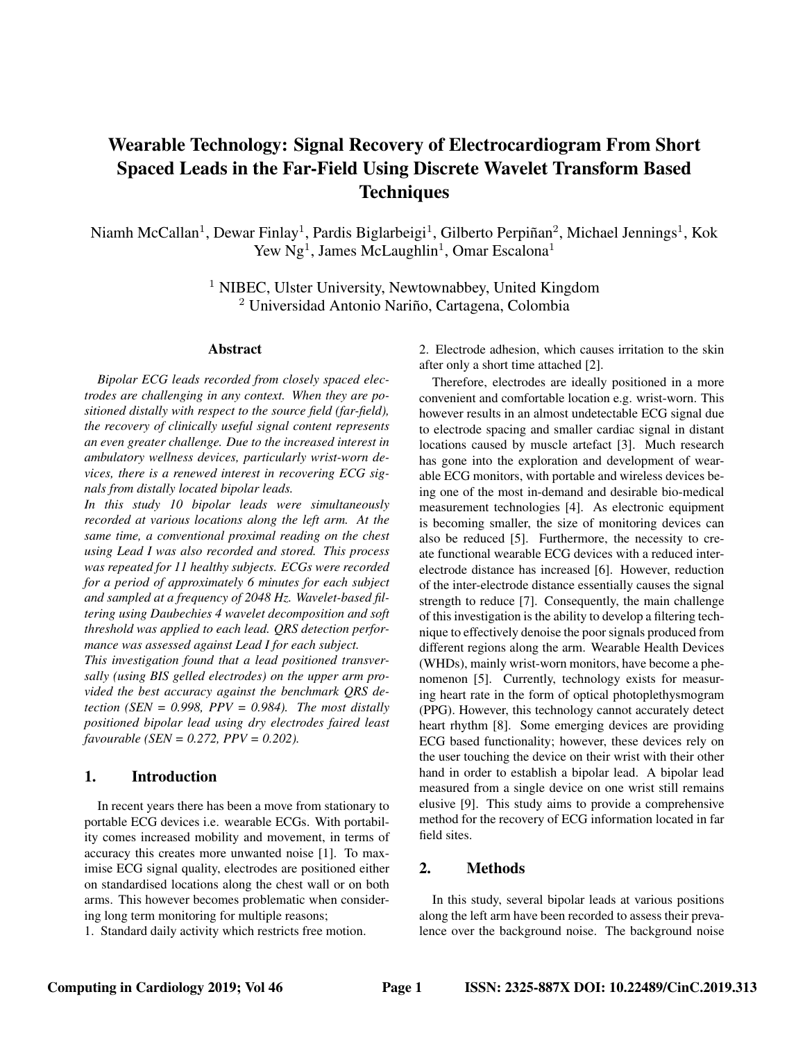# Wearable Technology: Signal Recovery of Electrocardiogram From Short Spaced Leads in the Far-Field Using Discrete Wavelet Transform Based Techniques

Niamh McCallan[1], Dewar Finlay[1], Pardis Biglarbeigi[1], Gilberto Perpiñan[2], Michael Jennings[1], Kok Yew Ng[1], James McLaughlin[1], Omar Escalona[1]

[1] NIBEC, Ulster University, Newtownabbey, United Kingdom
[2] Universidad Antonio Nariño, Cartagena, Colombia

## Abstract

*Bipolar ECG leads recorded from closely spaced electrodes are challenging in any context. When they are positioned distally with respect to the source field (far-field), the recovery of clinically useful signal content represents an even greater challenge. Due to the increased interest in ambulatory wellness devices, particularly wrist-worn devices, there is a renewed interest in recovering ECG signals from distally located bipolar leads.*

*In this study 10 bipolar leads were simultaneously recorded at various locations along the left arm. At the same time, a conventional proximal reading on the chest using Lead I was also recorded and stored. This process was repeated for 11 healthy subjects. ECGs were recorded for a period of approximately 6 minutes for each subject and sampled at a frequency of 2048 Hz. Wavelet-based filtering using Daubechies 4 wavelet decomposition and soft threshold was applied to each Lead. QRS detection performance was assessed against Lead I for each subject.*

*This investigation found that a lead positioned transversally (using BIS gelled electrodes) on the upper arm provided the best accuracy against the benchmark QRS detection (SEN = 0.998, PPV = 0.984). The most distally positioned bipolar lead using dry electrodes faired least favourable (SEN = 0.272, PPV = 0.202).*

## 1. Introduction

In recent years there has been a move from stationary to portable ECG devices i.e. wearable ECGs. With portability comes increased mobility and movement, in terms of accuracy this creates more unwanted noise [1]. To maximise ECG signal quality, electrodes are positioned either on standardised locations along the chest wall or on both arms. This however becomes problematic when considering long term monitoring for multiple reasons;

1. Standard daily activity which restricts free motion.
2. Electrode adhesion, which causes irritation to the skin after only a short time attached [2].

Therefore, electrodes are ideally positioned in a more convenient and comfortable location e.g. wrist-worn. This however results in an almost undetectable ECG signal due to electrode spacing and smaller cardiac signal in distant locations caused by muscle artefact [3]. Much research has gone into the exploration and development of wearable ECG monitors, with portable and wireless devices being one of the most in-demand and desirable bio-medical measurement technologies [4]. As electronic equipment is becoming smaller, the size of monitoring devices can also be reduced [5]. Furthermore, the necessity to create functional wearable ECG devices with a reduced inter-electrode distance has increased [6]. However, reduction of the inter-electrode distance essentially causes the signal strength to reduce [7]. Consequently, the main challenge of this investigation is the ability to develop a filtering technique to effectively denoise the poor signals produced from different regions along the arm. Wearable Health Devices (WHDs), mainly wrist-worn monitors, have become a phenomenon [5]. Currently, technology exists for measuring heart rate in the form of optical photoplethysmogram (PPG). However, this technology cannot accurately detect heart rhythm [8]. Some emerging devices are providing ECG based functionality; however, these devices rely on the user touching the device on their wrist with their other hand in order to establish a bipolar lead. A bipolar lead measured from a single device on one wrist still remains elusive [9]. This study aims to provide a comprehensive method for the recovery of ECG information located in far field sites.

## 2. Methods

In this study, several bipolar leads at various positions along the left arm have been recorded to assess their prevalence over the background noise. The background noise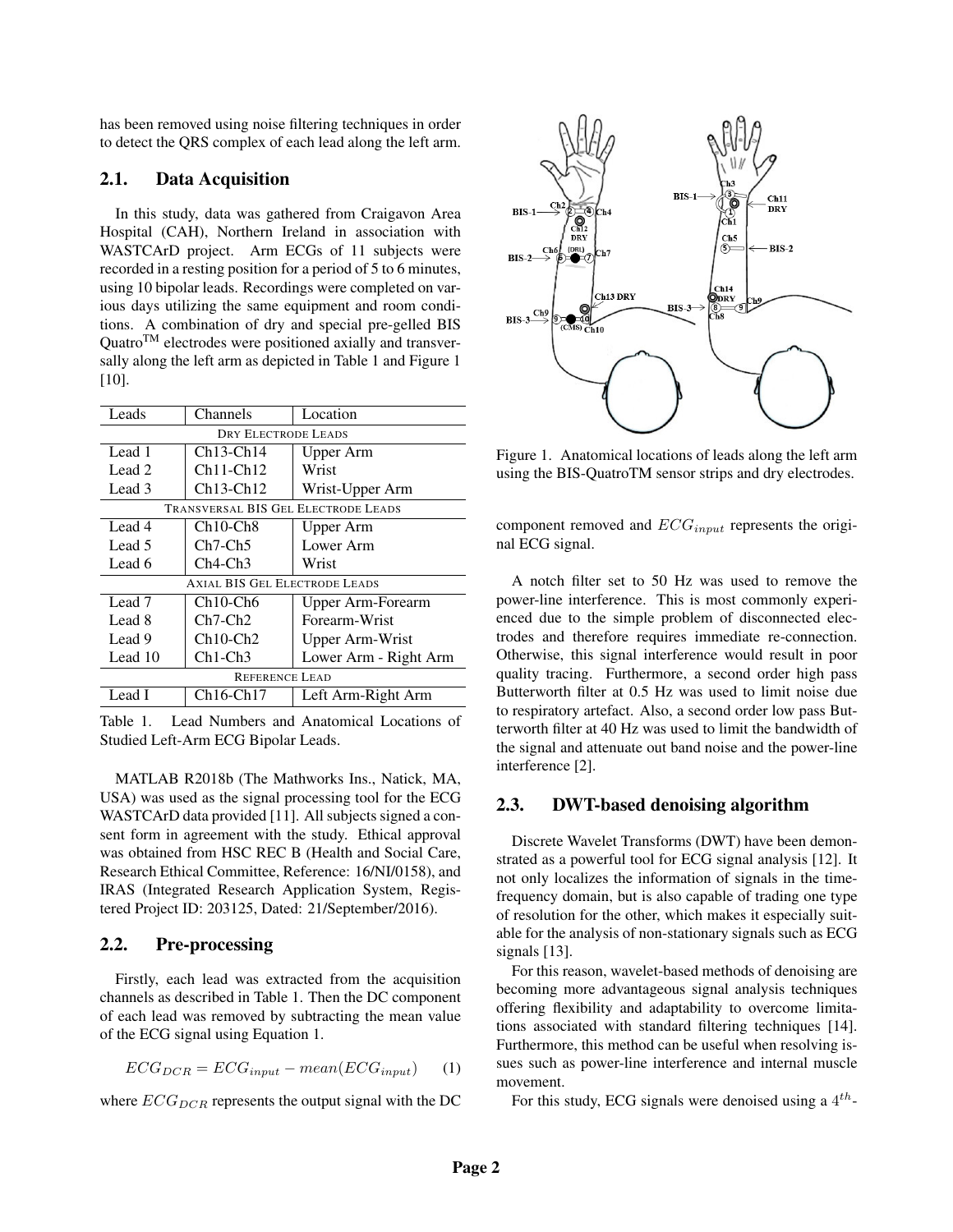has been removed using noise filtering techniques in order to detect the QRS complex of each lead along the left arm.

## 2.1. Data Acquisition

In this study, data was gathered from Craigavon Area Hospital (CAH), Northern Ireland in association with WASTCArD project. Arm ECGs of 11 subjects were recorded in a resting position for a period of 5 to 6 minutes, using 10 bipolar leads. Recordings were completed on various days utilizing the same equipment and room conditions. A combination of dry and special pre-gelled BIS Quatro™ electrodes were positioned axially and transversally along the left arm as depicted in Table 1 and Figure 1 [10].

| Leads | Channels | Location |
|---|---|---|
| DRY ELECTRODE LEADS | | |
| Lead 1 | Ch13-Ch14 | Upper Arm |
| Lead 2 | Ch11-Ch12 | Wrist |
| Lead 3 | Ch13-Ch12 | Wrist-Upper Arm |
| TRANSVERSAL BIS GEL ELECTRODE LEADS | | |
| Lead 4 | Ch10-Ch8 | Upper Arm |
| Lead 5 | Ch7-Ch5 | Lower Arm |
| Lead 6 | Ch4-Ch3 | Wrist |
| AXIAL BIS GEL ELECTRODE LEADS | | |
| Lead 7 | Ch10-Ch6 | Upper Arm-Forearm |
| Lead 8 | Ch7-Ch2 | Forearm-Wrist |
| Lead 9 | Ch10-Ch2 | Upper Arm-Wrist |
| Lead 10 | Ch1-Ch3 | Lower Arm - Right Arm |
| REFERENCE LEAD | | |
| Lead I | Ch16-Ch17 | Left Arm-Right Arm |

Table 1. Lead Numbers and Anatomical Locations of Studied Left-Arm ECG Bipolar Leads.

MATLAB R2018b (The Mathworks Ins., Natick, MA, USA) was used as the signal processing tool for the ECG WASTCArD data provided [11]. All subjects signed a consent form in agreement with the study. Ethical approval was obtained from HSC REC B (Health and Social Care, Research Ethical Committee, Reference: 16/NI/0158), and IRAS (Integrated Research Application System, Registered Project ID: 203125, Dated: 21/September/2016).

## 2.2. Pre-processing

Firstly, each lead was extracted from the acquisition channels as described in Table 1. Then the DC component of each lead was removed by subtracting the mean value of the ECG signal using Equation 1.

$$ECG_{DCR} = ECG_{input} - mean(ECG_{input}) \quad (1)$$

where $ECG_{DCR}$ represents the output signal with the DC component removed and $ECG_{input}$ represents the original ECG signal.

Figure 1. Anatomical locations of leads along the left arm using the BIS-QuatroTM sensor strips and dry electrodes.

A notch filter set to 50 Hz was used to remove the power-line interference. This is most commonly experienced due to the simple problem of disconnected electrodes and therefore requires immediate re-connection. Otherwise, this signal interference would result in poor quality tracing. Furthermore, a second order high pass Butterworth filter at 0.5 Hz was used to limit noise due to respiratory artefact. Also, a second order low pass Butterworth filter at 40 Hz was used to limit the bandwidth of the signal and attenuate out band noise and the power-line interference [2].

## 2.3. DWT-based denoising algorithm

Discrete Wavelet Transforms (DWT) have been demonstrated as a powerful tool for ECG signal analysis [12]. It not only localizes the information of signals in the time-frequency domain, but is also capable of trading one type of resolution for the other, which makes it especially suitable for the analysis of non-stationary signals such as ECG signals [13].

For this reason, wavelet-based methods of denoising are becoming more advantageous signal analysis techniques offering flexibility and adaptability to overcome limitations associated with standard filtering techniques [14]. Furthermore, this method can be useful when resolving issues such as power-line interference and internal muscle movement.

For this study, ECG signals were denoised using a $4^{th}$-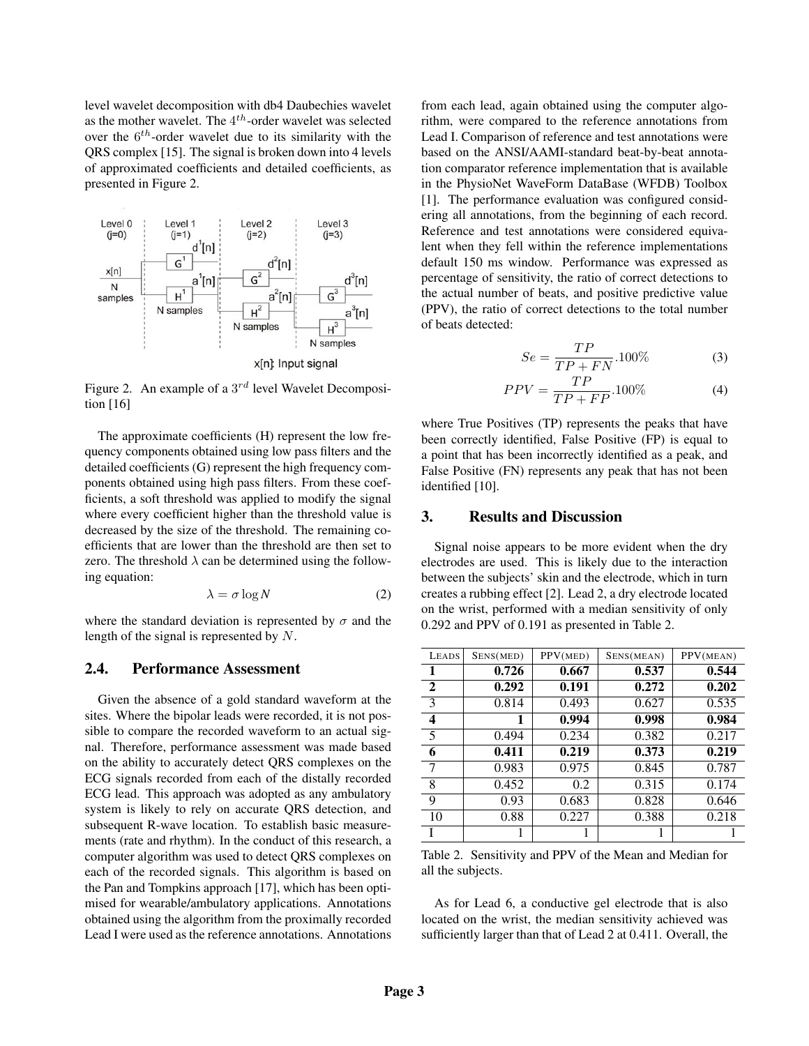level wavelet decomposition with db4 Daubechies wavelet as the mother wavelet. The $4^{th}$-order wavelet was selected over the $6^{th}$-order wavelet due to its similarity with the QRS complex [15]. The signal is broken down into 4 levels of approximated coefficients and detailed coefficients, as presented in Figure 2.

Figure 2. An example of a $3^{rd}$ level Wavelet Decomposition [16]

The approximate coefficients (H) represent the low frequency components obtained using low pass filters and the detailed coefficients (G) represent the high frequency components obtained using high pass filters. From these coefficients, a soft threshold was applied to modify the signal where every coefficient higher than the threshold value is decreased by the size of the threshold. The remaining coefficients that are lower than the threshold are then set to zero. The threshold $\lambda$ can be determined using the following equation:

$$\lambda = \sigma \log N \tag{2}$$

where the standard deviation is represented by $\sigma$ and the length of the signal is represented by $N$.

## 2.4. Performance Assessment

Given the absence of a gold standard waveform at the sites. Where the bipolar leads were recorded, it is not possible to compare the recorded waveform to an actual signal. Therefore, performance assessment was made based on the ability to accurately detect QRS complexes on the ECG signals recorded from each of the distally recorded ECG lead. This approach was adopted as any ambulatory system is likely to rely on accurate QRS detection, and subsequent R-wave location. To establish basic measurements (rate and rhythm). In the conduct of this research, a computer algorithm was used to detect QRS complexes on each of the recorded signals. This algorithm is based on the Pan and Tompkins approach [17], which has been optimised for wearable/ambulatory applications. Annotations obtained using the algorithm from the proximally recorded Lead I were used as the reference annotations. Annotations from each lead, again obtained using the computer algorithm, were compared to the reference annotations from Lead I. Comparison of reference and test annotations were based on the ANSI/AAMI-standard beat-by-beat annotation comparator reference implementation that is available in the PhysioNet WaveForm DataBase (WFDB) Toolbox [1]. The performance evaluation was configured considering all annotations, from the beginning of each record. Reference and test annotations were considered equivalent when they fell within the reference implementations default 150 ms window. Performance was expressed as percentage of sensitivity, the ratio of correct detections to the actual number of beats, and positive predictive value (PPV), the ratio of correct detections to the total number of beats detected:

$$Se = \frac{TP}{TP + FN}.100\% \tag{3}$$

$$PPV = \frac{TP}{TP + FP}.100\% \tag{4}$$

where True Positives (TP) represents the peaks that have been correctly identified, False Positive (FP) is equal to a point that has been incorrectly identified as a peak, and False Positive (FN) represents any peak that has not been identified [10].

## 3. Results and Discussion

Signal noise appears to be more evident when the dry electrodes are used. This is likely due to the interaction between the subjects' skin and the electrode, which in turn creates a rubbing effect [2]. Lead 2, a dry electrode located on the wrist, performed with a median sensitivity of only 0.292 and PPV of 0.191 as presented in Table 2.

| LEADS | SENS(MED) | PPV(MED) | SENS(MEAN) | PPV(MEAN) |
|---|---|---|---|---|
| **1** | **0.726** | **0.667** | **0.537** | **0.544** |
| **2** | **0.292** | **0.191** | **0.272** | **0.202** |
| 3 | 0.814 | 0.493 | 0.627 | 0.535 |
| **4** | **1** | **0.994** | **0.998** | **0.984** |
| 5 | 0.494 | 0.234 | 0.382 | 0.217 |
| **6** | **0.411** | **0.219** | **0.373** | **0.219** |
| 7 | 0.983 | 0.975 | 0.845 | 0.787 |
| 8 | 0.452 | 0.2 | 0.315 | 0.174 |
| 9 | 0.93 | 0.683 | 0.828 | 0.646 |
| 10 | 0.88 | 0.227 | 0.388 | 0.218 |
| I | 1 | 1 | 1 | 1 |

Table 2. Sensitivity and PPV of the Mean and Median for all the subjects.

As for Lead 6, a conductive gel electrode that is also located on the wrist, the median sensitivity achieved was sufficiently larger than that of Lead 2 at 0.411. Overall, the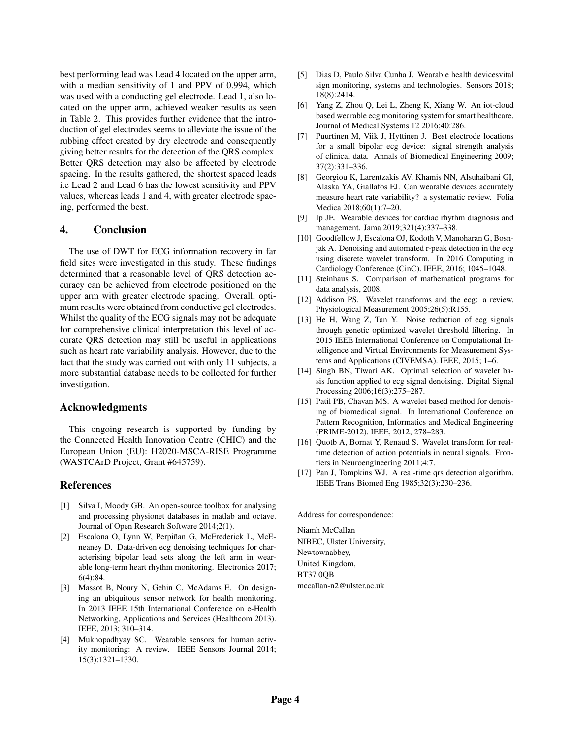best performing lead was Lead 4 located on the upper arm, with a median sensitivity of 1 and PPV of 0.994, which was used with a conducting gel electrode. Lead 1, also located on the upper arm, achieved weaker results as seen in Table 2. This provides further evidence that the introduction of gel electrodes seems to alleviate the issue of the rubbing effect created by dry electrode and consequently giving better results for the detection of the QRS complex. Better QRS detection may also be affected by electrode spacing. In the results gathered, the shortest spaced leads i.e Lead 2 and Lead 6 has the lowest sensitivity and PPV values, whereas leads 1 and 4, with greater electrode spacing, performed the best.

## 4. Conclusion

The use of DWT for ECG information recovery in far field sites were investigated in this study. These findings determined that a reasonable level of QRS detection accuracy can be achieved from electrode positioned on the upper arm with greater electrode spacing. Overall, optimum results were obtained from conductive gel electrodes. Whilst the quality of the ECG signals may not be adequate for comprehensive clinical interpretation this level of accurate QRS detection may still be useful in applications such as heart rate variability analysis. However, due to the fact that the study was carried out with only 11 subjects, a more substantial database needs to be collected for further investigation.

## Acknowledgments

This ongoing research is supported by funding by the Connected Health Innovation Centre (CHIC) and the European Union (EU): H2020-MSCA-RISE Programme (WASTCArD Project, Grant #645759).

## References

[1] Silva I, Moody GB. An open-source toolbox for analysing and processing physionet databases in matlab and octave. Journal of Open Research Software 2014;2(1).

[2] Escalona O, Lynn W, Perpiñan G, McFrederick L, McEneaney D. Data-driven ecg denoising techniques for characterising bipolar lead sets along the left arm in wearable long-term heart rhythm monitoring. Electronics 2017; 6(4):84.

[3] Massot B, Noury N, Gehin C, McAdams E. On designing an ubiquitous sensor network for health monitoring. In 2013 IEEE 15th International Conference on e-Health Networking, Applications and Services (Healthcom 2013). IEEE, 2013; 310–314.

[4] Mukhopadhyay SC. Wearable sensors for human activity monitoring: A review. IEEE Sensors Journal 2014; 15(3):1321–1330.

[5] Dias D, Paulo Silva Cunha J. Wearable health devicesvital sign monitoring, systems and technologies. Sensors 2018; 18(8):2414.

[6] Yang Z, Zhou Q, Lei L, Zheng K, Xiang W. An iot-cloud based wearable ecg monitoring system for smart healthcare. Journal of Medical Systems 12 2016;40:286.

[7] Puurtinen M, Viik J, Hyttinen J. Best electrode locations for a small bipolar ecg device: signal strength analysis of clinical data. Annals of Biomedical Engineering 2009; 37(2):331–336.

[8] Georgiou K, Larentzakis AV, Khamis NN, Alsuhaibani GI, Alaska YA, Giallafos EJ. Can wearable devices accurately measure heart rate variability? a systematic review. Folia Medica 2018;60(1):7–20.

[9] Ip JE. Wearable devices for cardiac rhythm diagnosis and management. Jama 2019;321(4):337–338.

[10] Goodfellow J, Escalona OJ, Kodoth V, Manoharan G, Bosnjak A. Denoising and automated r-peak detection in the ecg using discrete wavelet transform. In 2016 Computing in Cardiology Conference (CinC). IEEE, 2016; 1045–1048.

[11] Steinhaus S. Comparison of mathematical programs for data analysis, 2008.

[12] Addison PS. Wavelet transforms and the ecg: a review. Physiological Measurement 2005;26(5):R155.

[13] He H, Wang Z, Tan Y. Noise reduction of ecg signals through genetic optimized wavelet threshold filtering. In 2015 IEEE International Conference on Computational Intelligence and Virtual Environments for Measurement Systems and Applications (CIVEMSA). IEEE, 2015; 1–6.

[14] Singh BN, Tiwari AK. Optimal selection of wavelet basis function applied to ecg signal denoising. Digital Signal Processing 2006;16(3):275–287.

[15] Patil PB, Chavan MS. A wavelet based method for denoising of biomedical signal. In International Conference on Pattern Recognition, Informatics and Medical Engineering (PRIME-2012). IEEE, 2012; 278–283.

[16] Quotb A, Bornat Y, Renaud S. Wavelet transform for real-time detection of action potentials in neural signals. Frontiers in Neuroengineering 2011;4:7.

[17] Pan J, Tompkins WJ. A real-time qrs detection algorithm. IEEE Trans Biomed Eng 1985;32(3):230–236.

Address for correspondence:

Niamh McCallan
NIBEC, Ulster University,
Newtownabbey,
United Kingdom,
BT37 0QB
mccallan-n2@ulster.ac.uk